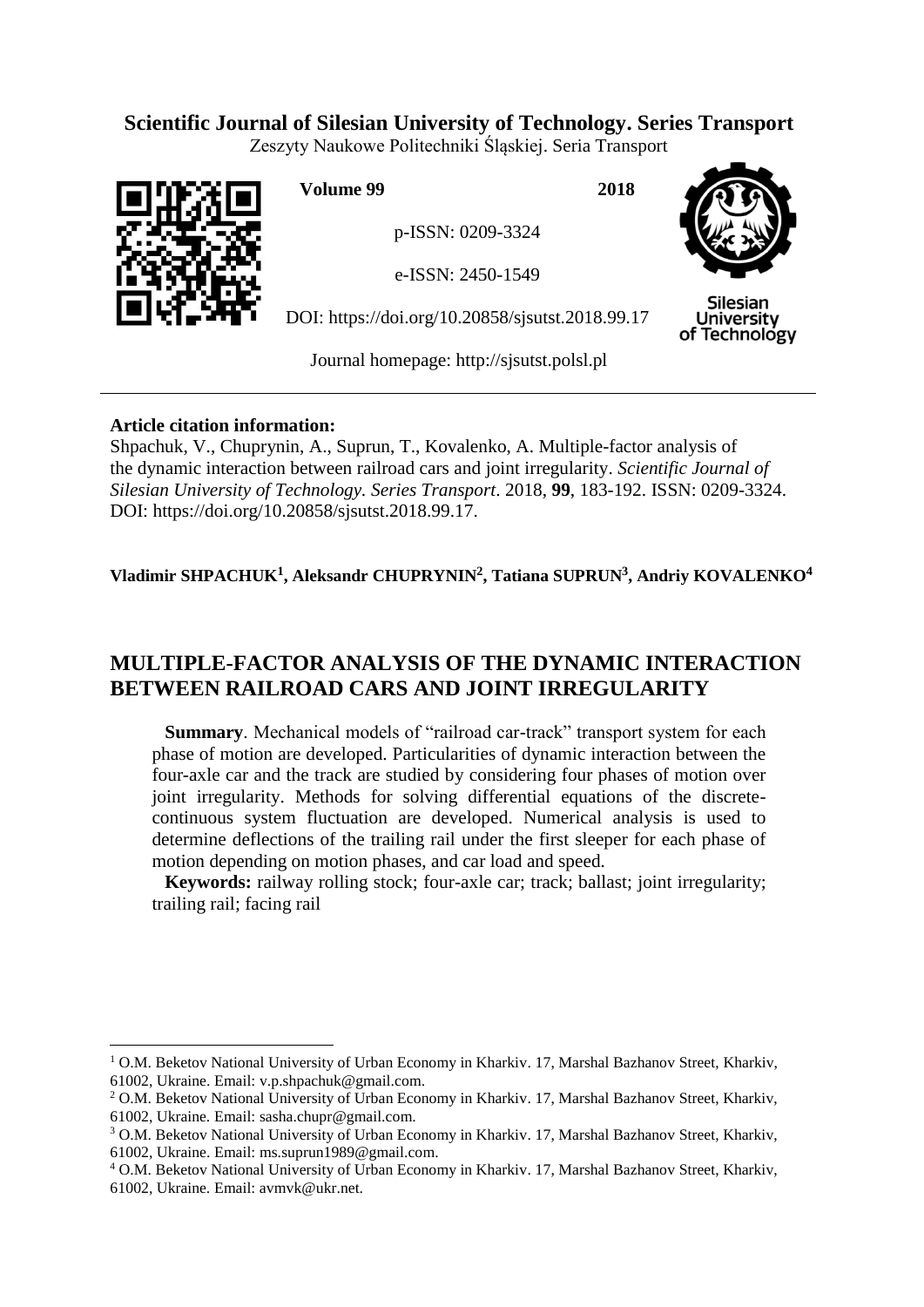**Scientific Journal of Silesian University of Technology. Series Transport**

Zeszyty Naukowe Politechniki Śląskiej. Seria Transport

**Volume 99** **2018**

p-ISSN: 0209-3324

e-ISSN: 2450-1549

DOI: https://doi.org/10.20858/sjsutst.2018.99.17

Journal homepage: http://sjsutst.polsl.pl

**Article citation information:**

Shpachuk, V., Chuprynin, A., Suprun, T., Kovalenko, A. Multiple-factor analysis of the dynamic interaction between railroad cars and joint irregularity. *Scientific Journal of Silesian University of Technology. Series Transport*. 2018, **99**, 183-192. ISSN: 0209-3324. DOI: https://doi.org/10.20858/sjsutst.2018.99.17.

**Vladimir SHPACHUK[1], Aleksandr CHUPRYNIN[2], Tatiana SUPRUN[3], Andriy KOVALENKO[4]**

# MULTIPLE-FACTOR ANALYSIS OF THE DYNAMIC INTERACTION BETWEEN RAILROAD CARS AND JOINT IRREGULARITY

**Summary**. Mechanical models of "railroad car-track" transport system for each phase of motion are developed. Particularities of dynamic interaction between the four-axle car and the track are studied by considering four phases of motion over joint irregularity. Methods for solving differential equations of the discrete-continuous system fluctuation are developed. Numerical analysis is used to determine deflections of the trailing rail under the first sleeper for each phase of motion depending on motion phases, and car load and speed.

**Keywords:** railway rolling stock; four-axle car; track; ballast; joint irregularity; trailing rail; facing rail

---

[1] O.M. Beketov National University of Urban Economy in Kharkiv. 17, Marshal Bazhanov Street, Kharkiv, 61002, Ukraine. Email: v.p.shpachuk@gmail.com.

[2] O.M. Beketov National University of Urban Economy in Kharkiv. 17, Marshal Bazhanov Street, Kharkiv, 61002, Ukraine. Email: sasha.chupr@gmail.com.

[3] O.M. Beketov National University of Urban Economy in Kharkiv. 17, Marshal Bazhanov Street, Kharkiv, 61002, Ukraine. Email: ms.suprun1989@gmail.com.

[4] O.M. Beketov National University of Urban Economy in Kharkiv. 17, Marshal Bazhanov Street, Kharkiv, 61002, Ukraine. Email: avmvk@ukr.net.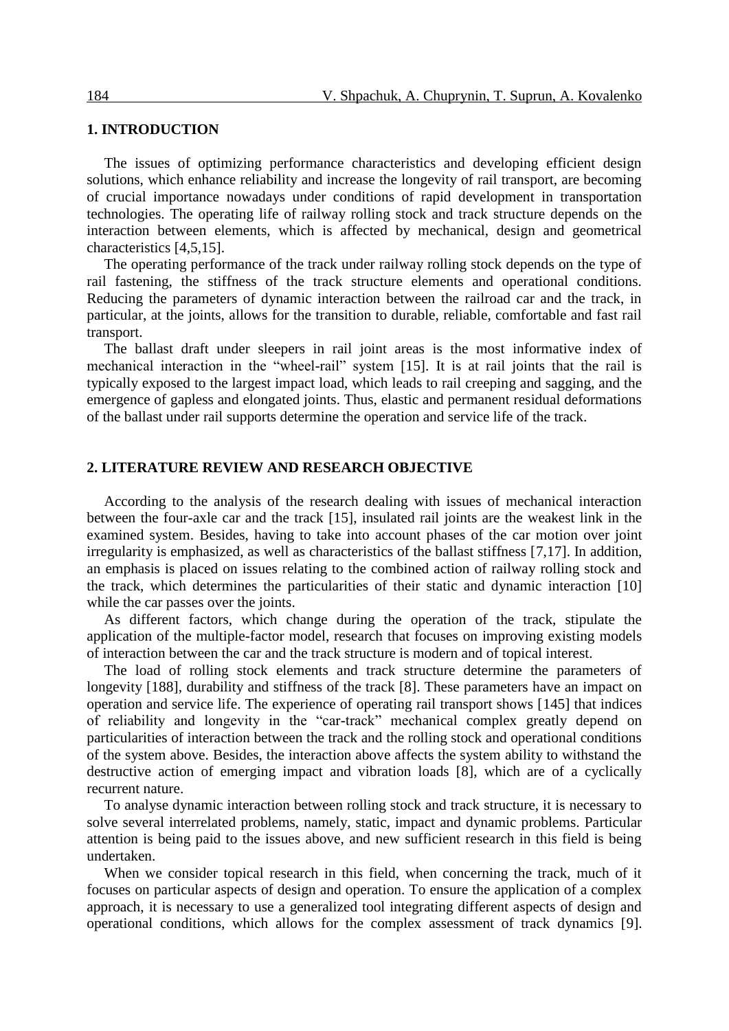## 1. INTRODUCTION

The issues of optimizing performance characteristics and developing efficient design solutions, which enhance reliability and increase the longevity of rail transport, are becoming of crucial importance nowadays under conditions of rapid development in transportation technologies. The operating life of railway rolling stock and track structure depends on the interaction between elements, which is affected by mechanical, design and geometrical characteristics [4,5,15].

The operating performance of the track under railway rolling stock depends on the type of rail fastening, the stiffness of the track structure elements and operational conditions. Reducing the parameters of dynamic interaction between the railroad car and the track, in particular, at the joints, allows for the transition to durable, reliable, comfortable and fast rail transport.

The ballast draft under sleepers in rail joint areas is the most informative index of mechanical interaction in the "wheel-rail" system [15]. It is at rail joints that the rail is typically exposed to the largest impact load, which leads to rail creeping and sagging, and the emergence of gapless and elongated joints. Thus, elastic and permanent residual deformations of the ballast under rail supports determine the operation and service life of the track.

## 2. LITERATURE REVIEW AND RESEARCH OBJECTIVE

According to the analysis of the research dealing with issues of mechanical interaction between the four-axle car and the track [15], insulated rail joints are the weakest link in the examined system. Besides, having to take into account phases of the car motion over joint irregularity is emphasized, as well as characteristics of the ballast stiffness [7,17]. In addition, an emphasis is placed on issues relating to the combined action of railway rolling stock and the track, which determines the particularities of their static and dynamic interaction [10] while the car passes over the joints.

As different factors, which change during the operation of the track, stipulate the application of the multiple-factor model, research that focuses on improving existing models of interaction between the car and the track structure is modern and of topical interest.

The load of rolling stock elements and track structure determine the parameters of longevity [188], durability and stiffness of the track [8]. These parameters have an impact on operation and service life. The experience of operating rail transport shows [145] that indices of reliability and longevity in the "car-track" mechanical complex greatly depend on particularities of interaction between the track and the rolling stock and operational conditions of the system above. Besides, the interaction above affects the system ability to withstand the destructive action of emerging impact and vibration loads [8], which are of a cyclically recurrent nature.

To analyse dynamic interaction between rolling stock and track structure, it is necessary to solve several interrelated problems, namely, static, impact and dynamic problems. Particular attention is being paid to the issues above, and new sufficient research in this field is being undertaken.

When we consider topical research in this field, when concerning the track, much of it focuses on particular aspects of design and operation. To ensure the application of a complex approach, it is necessary to use a generalized tool integrating different aspects of design and operational conditions, which allows for the complex assessment of track dynamics [9].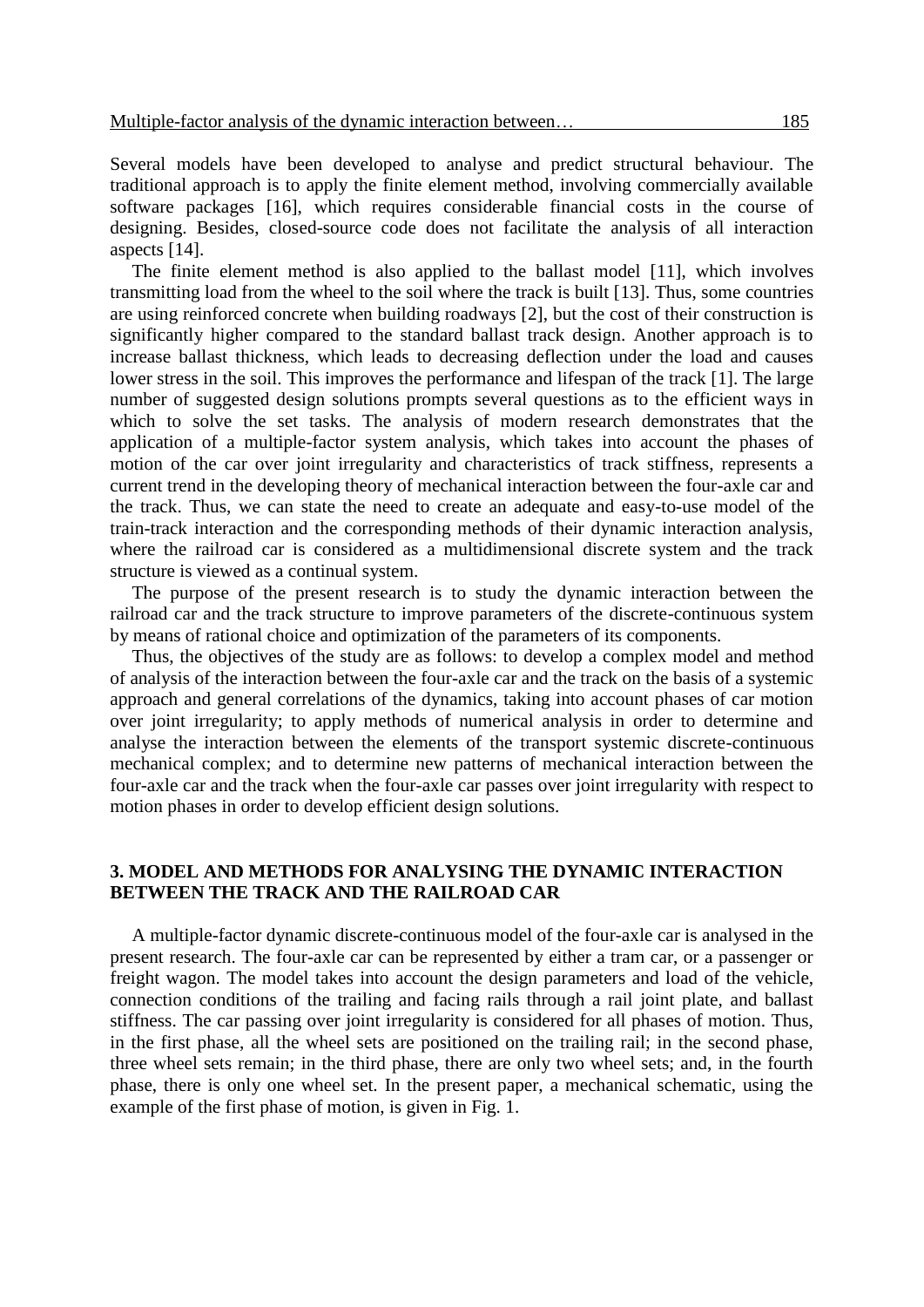Several models have been developed to analyse and predict structural behaviour. The traditional approach is to apply the finite element method, involving commercially available software packages [16], which requires considerable financial costs in the course of designing. Besides, closed-source code does not facilitate the analysis of all interaction aspects [14].

The finite element method is also applied to the ballast model [11], which involves transmitting load from the wheel to the soil where the track is built [13]. Thus, some countries are using reinforced concrete when building roadways [2], but the cost of their construction is significantly higher compared to the standard ballast track design. Another approach is to increase ballast thickness, which leads to decreasing deflection under the load and causes lower stress in the soil. This improves the performance and lifespan of the track [1]. The large number of suggested design solutions prompts several questions as to the efficient ways in which to solve the set tasks. The analysis of modern research demonstrates that the application of a multiple-factor system analysis, which takes into account the phases of motion of the car over joint irregularity and characteristics of track stiffness, represents a current trend in the developing theory of mechanical interaction between the four-axle car and the track. Thus, we can state the need to create an adequate and easy-to-use model of the train-track interaction and the corresponding methods of their dynamic interaction analysis, where the railroad car is considered as a multidimensional discrete system and the track structure is viewed as a continual system.

The purpose of the present research is to study the dynamic interaction between the railroad car and the track structure to improve parameters of the discrete-continuous system by means of rational choice and optimization of the parameters of its components.

Thus, the objectives of the study are as follows: to develop a complex model and method of analysis of the interaction between the four-axle car and the track on the basis of a systemic approach and general correlations of the dynamics, taking into account phases of car motion over joint irregularity; to apply methods of numerical analysis in order to determine and analyse the interaction between the elements of the transport systemic discrete-continuous mechanical complex; and to determine new patterns of mechanical interaction between the four-axle car and the track when the four-axle car passes over joint irregularity with respect to motion phases in order to develop efficient design solutions.

## 3. MODEL AND METHODS FOR ANALYSING THE DYNAMIC INTERACTION BETWEEN THE TRACK AND THE RAILROAD CAR

A multiple-factor dynamic discrete-continuous model of the four-axle car is analysed in the present research. The four-axle car can be represented by either a tram car, or a passenger or freight wagon. The model takes into account the design parameters and load of the vehicle, connection conditions of the trailing and facing rails through a rail joint plate, and ballast stiffness. The car passing over joint irregularity is considered for all phases of motion. Thus, in the first phase, all the wheel sets are positioned on the trailing rail; in the second phase, three wheel sets remain; in the third phase, there are only two wheel sets; and, in the fourth phase, there is only one wheel set. In the present paper, a mechanical schematic, using the example of the first phase of motion, is given in Fig. 1.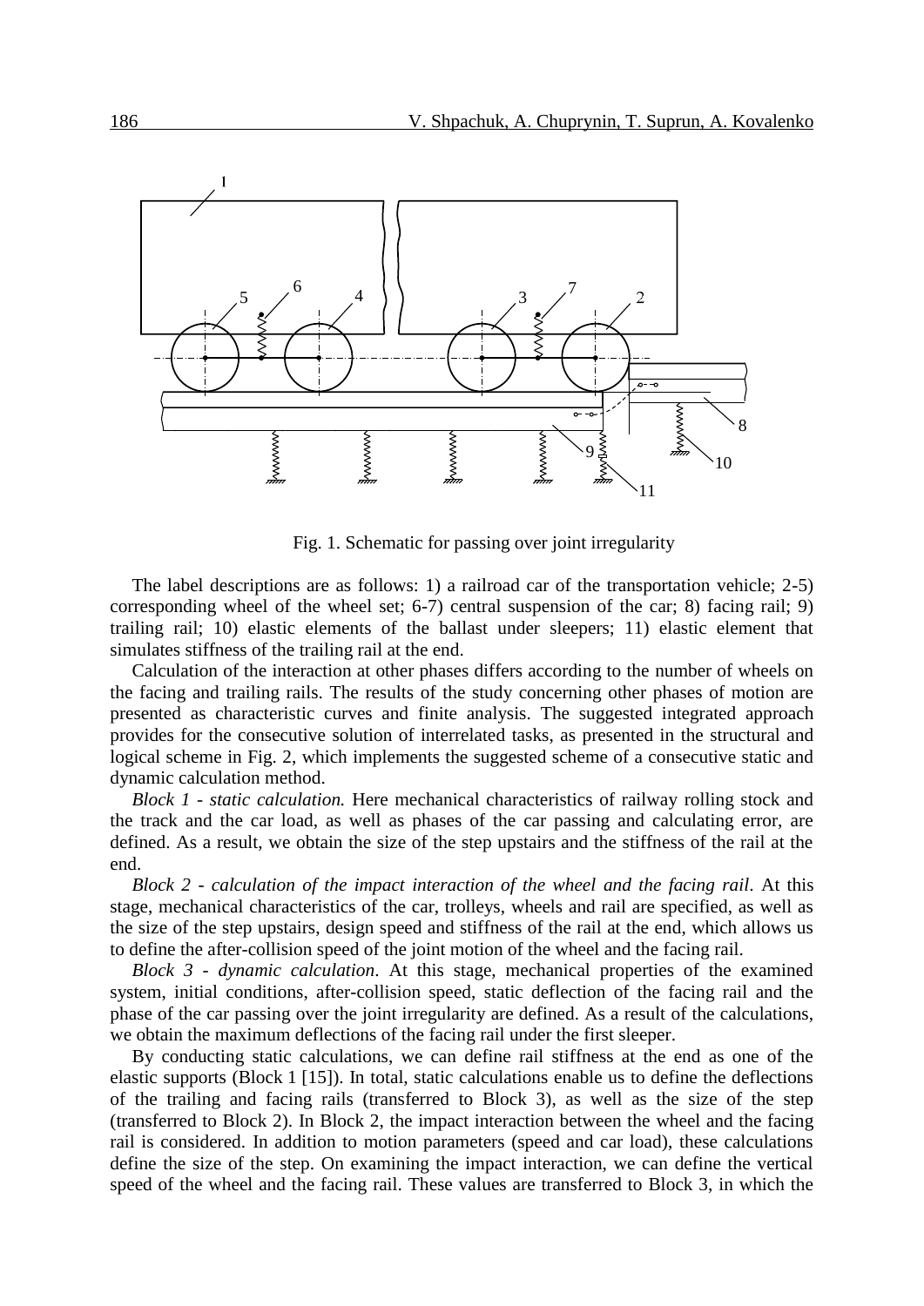Fig. 1. Schematic for passing over joint irregularity

The label descriptions are as follows: 1) a railroad car of the transportation vehicle; 2-5) corresponding wheel of the wheel set; 6-7) central suspension of the car; 8) facing rail; 9) trailing rail; 10) elastic elements of the ballast under sleepers; 11) elastic element that simulates stiffness of the trailing rail at the end.

Calculation of the interaction at other phases differs according to the number of wheels on the facing and trailing rails. The results of the study concerning other phases of motion are presented as characteristic curves and finite analysis. The suggested integrated approach provides for the consecutive solution of interrelated tasks, as presented in the structural and logical scheme in Fig. 2, which implements the suggested scheme of a consecutive static and dynamic calculation method.

*Block 1 - static calculation.* Here mechanical characteristics of railway rolling stock and the track and the car load, as well as phases of the car passing and calculating error, are defined. As a result, we obtain the size of the step upstairs and the stiffness of the rail at the end.

*Block 2 - calculation of the impact interaction of the wheel and the facing rail*. At this stage, mechanical characteristics of the car, trolleys, wheels and rail are specified, as well as the size of the step upstairs, design speed and stiffness of the rail at the end, which allows us to define the after-collision speed of the joint motion of the wheel and the facing rail.

*Block 3 - dynamic calculation*. At this stage, mechanical properties of the examined system, initial conditions, after-collision speed, static deflection of the facing rail and the phase of the car passing over the joint irregularity are defined. As a result of the calculations, we obtain the maximum deflections of the facing rail under the first sleeper.

By conducting static calculations, we can define rail stiffness at the end as one of the elastic supports (Block 1 [15]). In total, static calculations enable us to define the deflections of the trailing and facing rails (transferred to Block 3), as well as the size of the step (transferred to Block 2). In Block 2, the impact interaction between the wheel and the facing rail is considered. In addition to motion parameters (speed and car load), these calculations define the size of the step. On examining the impact interaction, we can define the vertical speed of the wheel and the facing rail. These values are transferred to Block 3, in which the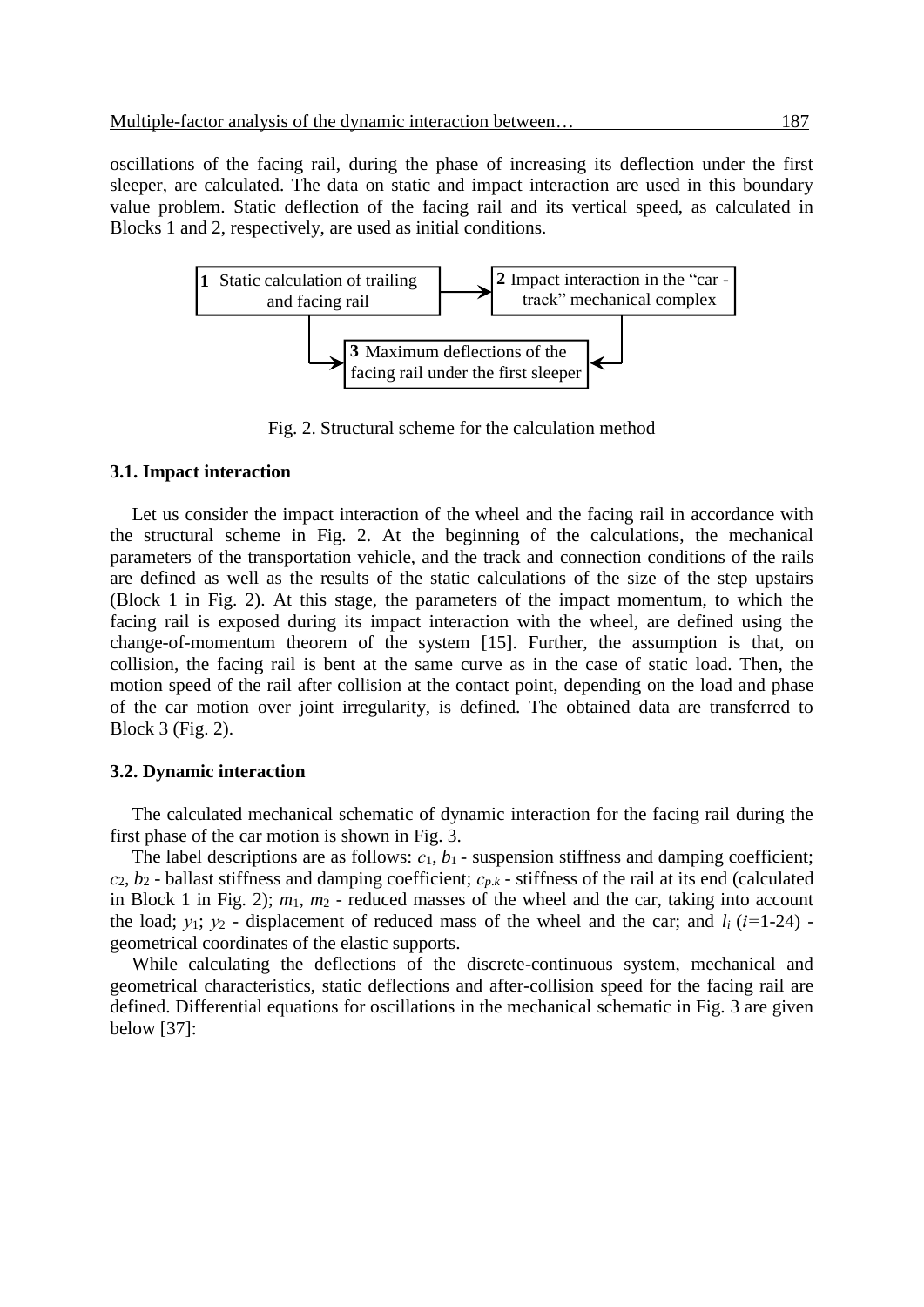oscillations of the facing rail, during the phase of increasing its deflection under the first sleeper, are calculated. The data on static and impact interaction are used in this boundary value problem. Static deflection of the facing rail and its vertical speed, as calculated in Blocks 1 and 2, respectively, are used as initial conditions.

**1** Static calculation of trailing and facing rail

**2** Impact interaction in the "car - track" mechanical complex

**3** Maximum deflections of the facing rail under the first sleeper

Fig. 2. Structural scheme for the calculation method

### 3.1. Impact interaction

Let us consider the impact interaction of the wheel and the facing rail in accordance with the structural scheme in Fig. 2. At the beginning of the calculations, the mechanical parameters of the transportation vehicle, and the track and connection conditions of the rails are defined as well as the results of the static calculations of the size of the step upstairs (Block 1 in Fig. 2). At this stage, the parameters of the impact momentum, to which the facing rail is exposed during its impact interaction with the wheel, are defined using the change-of-momentum theorem of the system [15]. Further, the assumption is that, on collision, the facing rail is bent at the same curve as in the case of static load. Then, the motion speed of the rail after collision at the contact point, depending on the load and phase of the car motion over joint irregularity, is defined. The obtained data are transferred to Block 3 (Fig. 2).

### 3.2. Dynamic interaction

The calculated mechanical schematic of dynamic interaction for the facing rail during the first phase of the car motion is shown in Fig. 3.

The label descriptions are as follows: $c_1$, $b_1$ - suspension stiffness and damping coefficient; $c_2$, $b_2$ - ballast stiffness and damping coefficient; $c_{p.k}$ - stiffness of the rail at its end (calculated in Block 1 in Fig. 2); $m_1$, $m_2$ - reduced masses of the wheel and the car, taking into account the load; $y_1$; $y_2$ - displacement of reduced mass of the wheel and the car; and $l_i$ ($i$=1-24) - geometrical coordinates of the elastic supports.

While calculating the deflections of the discrete-continuous system, mechanical and geometrical characteristics, static deflections and after-collision speed for the facing rail are defined. Differential equations for oscillations in the mechanical schematic in Fig. 3 are given below [37]: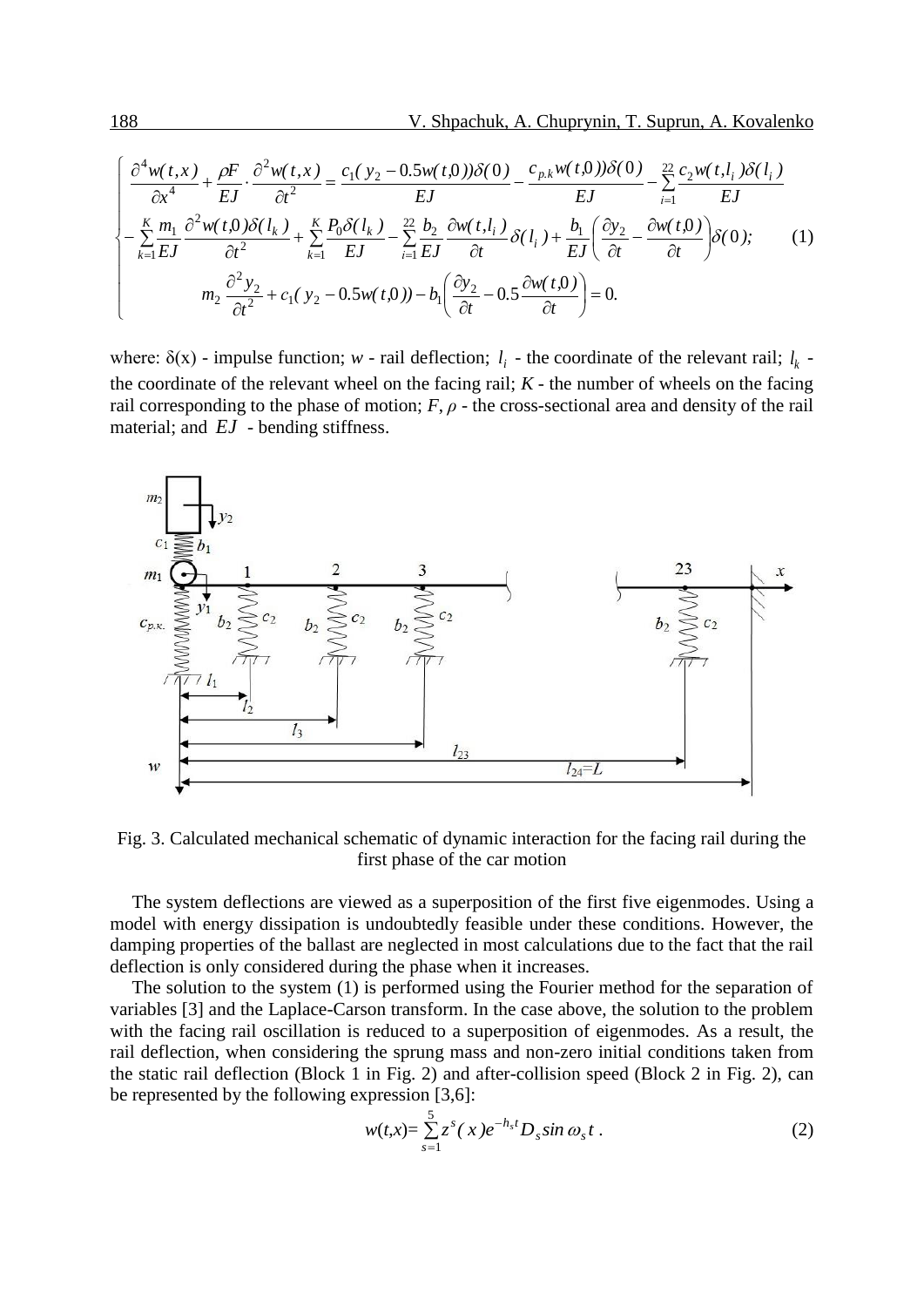$$\begin{cases} \dfrac{\partial^4 w(t,x)}{\partial x^4} + \dfrac{\rho F}{EJ} \cdot \dfrac{\partial^2 w(t,x)}{\partial t^2} = \dfrac{c_1(y_2 - 0.5w(t,0))\delta(0)}{EJ} - \dfrac{c_{p.k} w(t,0))\delta(0)}{EJ} - \sum\limits_{i=1}^{22} \dfrac{c_2 w(t,l_i)\delta(l_i)}{EJ} \\ - \sum\limits_{k=1}^{K} \dfrac{m_1}{EJ} \dfrac{\partial^2 w(t,0)\delta(l_k)}{\partial t^2} + \sum\limits_{k=1}^{K} \dfrac{P_0 \delta(l_k)}{EJ} - \sum\limits_{i=1}^{22} \dfrac{b_2}{EJ} \dfrac{\partial w(t,l_i)}{\partial t} \delta(l_i) + \dfrac{b_1}{EJ}\left(\dfrac{\partial y_2}{\partial t} - \dfrac{\partial w(t,0)}{\partial t}\right)\delta(0); \\ \qquad m_2 \dfrac{\partial^2 y_2}{\partial t^2} + c_1(y_2 - 0.5w(t,0)) - b_1\left(\dfrac{\partial y_2}{\partial t} - 0.5\dfrac{\partial w(t,0)}{\partial t}\right) = 0. \end{cases} \tag{1}$$

where: δ(x) - impulse function; $w$ - rail deflection; $l_i$ - the coordinate of the relevant rail; $l_k$ - the coordinate of the relevant wheel on the facing rail; $K$ - the number of wheels on the facing rail corresponding to the phase of motion; $F$, $\rho$ - the cross-sectional area and density of the rail material; and $EJ$ - bending stiffness.

Fig. 3. Calculated mechanical schematic of dynamic interaction for the facing rail during the first phase of the car motion

The system deflections are viewed as a superposition of the first five eigenmodes. Using a model with energy dissipation is undoubtedly feasible under these conditions. However, the damping properties of the ballast are neglected in most calculations due to the fact that the rail deflection is only considered during the phase when it increases.

The solution to the system (1) is performed using the Fourier method for the separation of variables [3] and the Laplace-Carson transform. In the case above, the solution to the problem with the facing rail oscillation is reduced to a superposition of eigenmodes. As a result, the rail deflection, when considering the sprung mass and non-zero initial conditions taken from the static rail deflection (Block 1 in Fig. 2) and after-collision speed (Block 2 in Fig. 2), can be represented by the following expression [3,6]:

$$w(t,x) = \sum_{s=1}^{5} z^s(x) e^{-h_s t} D_s \sin \omega_s t \,. \tag{2}$$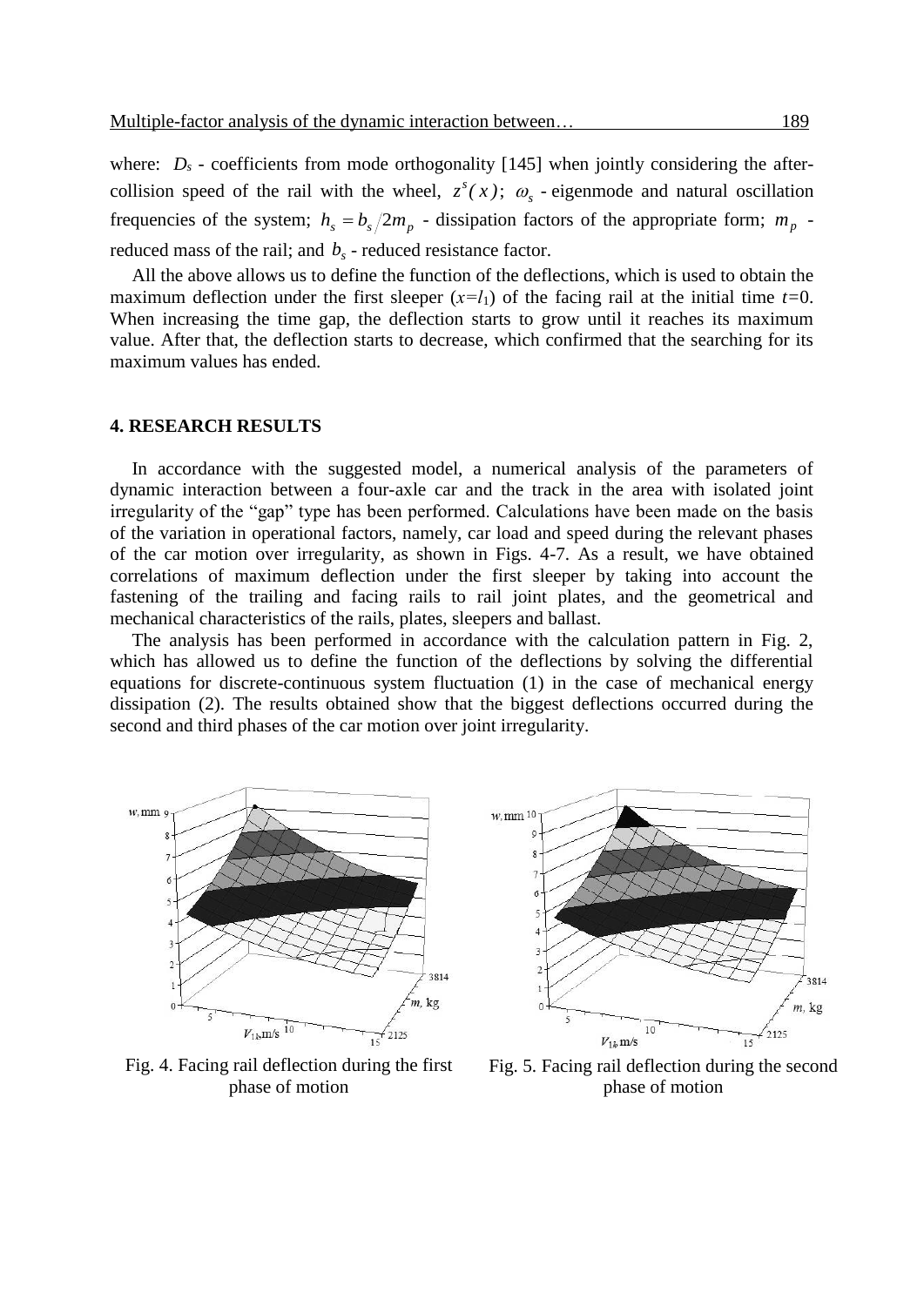where: $D_s$ - coefficients from mode orthogonality [145] when jointly considering the after-collision speed of the rail with the wheel, $z^s(x)$; $\omega_s$ - eigenmode and natural oscillation frequencies of the system; $h_s = b_s/2m_p$ - dissipation factors of the appropriate form; $m_p$ - reduced mass of the rail; and $b_s$ - reduced resistance factor.

All the above allows us to define the function of the deflections, which is used to obtain the maximum deflection under the first sleeper ($x=l_1$) of the facing rail at the initial time $t=0$. When increasing the time gap, the deflection starts to grow until it reaches its maximum value. After that, the deflection starts to decrease, which confirmed that the searching for its maximum values has ended.

## 4. RESEARCH RESULTS

In accordance with the suggested model, a numerical analysis of the parameters of dynamic interaction between a four-axle car and the track in the area with isolated joint irregularity of the "gap" type has been performed. Calculations have been made on the basis of the variation in operational factors, namely, car load and speed during the relevant phases of the car motion over irregularity, as shown in Figs. 4-7. As a result, we have obtained correlations of maximum deflection under the first sleeper by taking into account the fastening of the trailing and facing rails to rail joint plates, and the geometrical and mechanical characteristics of the rails, plates, sleepers and ballast.

The analysis has been performed in accordance with the calculation pattern in Fig. 2, which has allowed us to define the function of the deflections by solving the differential equations for discrete-continuous system fluctuation (1) in the case of mechanical energy dissipation (2). The results obtained show that the biggest deflections occurred during the second and third phases of the car motion over joint irregularity.

Fig. 4. Facing rail deflection during the first phase of motion

Fig. 5. Facing rail deflection during the second phase of motion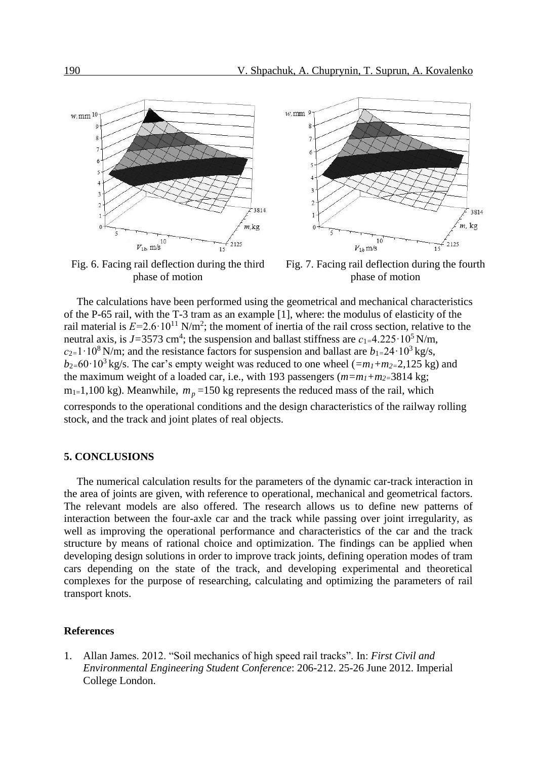Fig. 6. Facing rail deflection during the third phase of motion

Fig. 7. Facing rail deflection during the fourth phase of motion

The calculations have been performed using the geometrical and mechanical characteristics of the P-65 rail, with the T-3 tram as an example [1], where: the modulus of elasticity of the rail material is $E$=2.6·10$^{11}$ N/m$^2$; the moment of inertia of the rail cross section, relative to the neutral axis, is $J$=3573 cm$^4$; the suspension and ballast stiffness are $c_1$=4.225·10$^5$ N/m, $c_2$=1·10$^8$ N/m; and the resistance factors for suspension and ballast are $b_1$=24·10$^3$ kg/s, $b_2$=60·10$^3$ kg/s. The car's empty weight was reduced to one wheel (=$m_1+m_2$=2,125 kg) and the maximum weight of a loaded car, i.e., with 193 passengers ($m=m_1+m_2$=3814 kg; $m_1$=1,100 kg). Meanwhile, $m_p$ =150 kg represents the reduced mass of the rail, which corresponds to the operational conditions and the design characteristics of the railway rolling stock, and the track and joint plates of real objects.

## 5. CONCLUSIONS

The numerical calculation results for the parameters of the dynamic car-track interaction in the area of joints are given, with reference to operational, mechanical and geometrical factors. The relevant models are also offered. The research allows us to define new patterns of interaction between the four-axle car and the track while passing over joint irregularity, as well as improving the operational performance and characteristics of the car and the track structure by means of rational choice and optimization. The findings can be applied when developing design solutions in order to improve track joints, defining operation modes of tram cars depending on the state of the track, and developing experimental and theoretical complexes for the purpose of researching, calculating and optimizing the parameters of rail transport knots.

## References

1. Allan James. 2012. "Soil mechanics of high speed rail tracks". In: *First Civil and Environmental Engineering Student Conference*: 206-212. 25-26 June 2012. Imperial College London.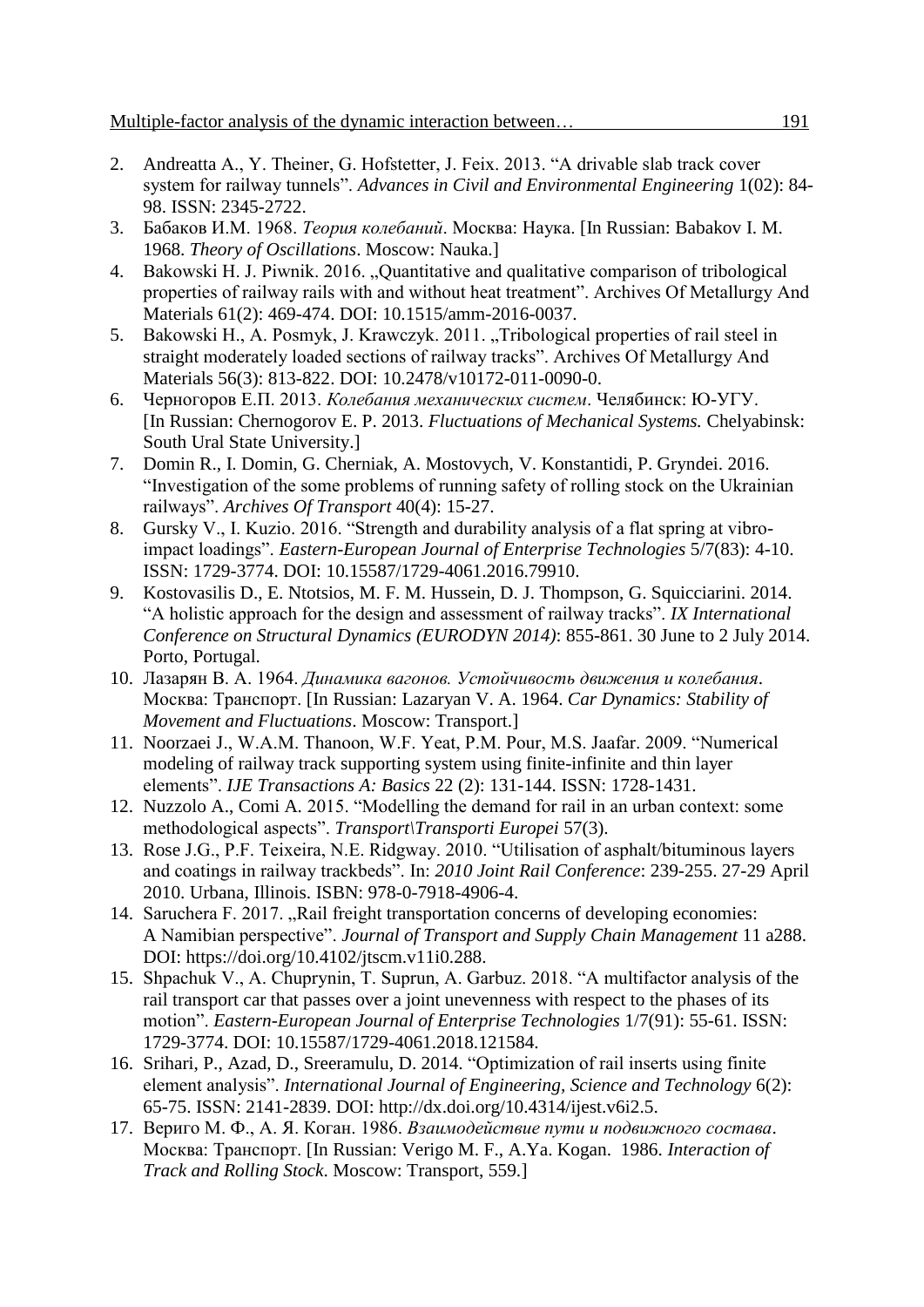2. Andreatta A., Y. Theiner, G. Hofstetter, J. Feix. 2013. "A drivable slab track cover system for railway tunnels". *Advances in Civil and Environmental Engineering* 1(02): 84-98. ISSN: 2345-2722.
3. Бабаков И.М. 1968. *Теория колебаний*. Москва: Наука. [In Russian: Babakov I. M. 1968. *Theory of Oscillations*. Moscow: Nauka.]
4. Bakowski H. J. Piwnik. 2016. „Quantitative and qualitative comparison of tribological properties of railway rails with and without heat treatment". Archives Of Metallurgy And Materials 61(2): 469-474. DOI: 10.1515/amm-2016-0037.
5. Bakowski H., A. Posmyk, J. Krawczyk. 2011. „Tribological properties of rail steel in straight moderately loaded sections of railway tracks". Archives Of Metallurgy And Materials 56(3): 813-822. DOI: 10.2478/v10172-011-0090-0.
6. Черногоров Е.П. 2013. *Колебания механических систем*. Челябинск: Ю-УГУ. [In Russian: Chernogorov E. P. 2013. *Fluctuations of Mechanical Systems.* Chelyabinsk: South Ural State University.]
7. Domin R., I. Domin, G. Cherniak, A. Mostovych, V. Konstantidi, P. Gryndei. 2016. "Investigation of the some problems of running safety of rolling stock on the Ukrainian railways". *Archives Of Transport* 40(4): 15-27.
8. Gursky V., I. Kuzio. 2016. "Strength and durability analysis of a flat spring at vibro-impact loadings". *Eastern-European Journal of Enterprise Technologies* 5/7(83): 4-10. ISSN: 1729-3774. DOI: 10.15587/1729-4061.2016.79910.
9. Kostovasilis D., E. Ntotsios, M. F. M. Hussein, D. J. Thompson, G. Squicciarini. 2014. "A holistic approach for the design and assessment of railway tracks". *IX International Conference on Structural Dynamics (EURODYN 2014)*: 855-861. 30 June to 2 July 2014. Porto, Portugal.
10. Лазарян В. А. 1964. *Динамика вагонов. Устойчивость движения и колебания*. Москва: Транспорт. [In Russian: Lazaryan V. A. 1964. *Car Dynamics: Stability of Movement and Fluctuations*. Moscow: Transport.]
11. Noorzaei J., W.A.M. Thanoon, W.F. Yeat, P.M. Pour, M.S. Jaafar. 2009. "Numerical modeling of railway track supporting system using finite-infinite and thin layer elements". *IJE Transactions A: Basics* 22 (2): 131-144. ISSN: 1728-1431.
12. Nuzzolo A., Comi A. 2015. "Modelling the demand for rail in an urban context: some methodological aspects". *Transport\Transporti Europei* 57(3).
13. Rose J.G., P.F. Teixeira, N.E. Ridgway. 2010. "Utilisation of asphalt/bituminous layers and coatings in railway trackbeds". In: *2010 Joint Rail Conference*: 239-255. 27-29 April 2010. Urbana, Illinois. ISBN: 978-0-7918-4906-4.
14. Saruchera F. 2017. „Rail freight transportation concerns of developing economies: A Namibian perspective". *Journal of Transport and Supply Chain Management* 11 a288. DOI: https://doi.org/10.4102/jtscm.v11i0.288.
15. Shpachuk V., A. Chuprynin, T. Suprun, A. Garbuz. 2018. "A multifactor analysis of the rail transport car that passes over a joint unevenness with respect to the phases of its motion". *Eastern-European Journal of Enterprise Technologies* 1/7(91): 55-61. ISSN: 1729-3774. DOI: 10.15587/1729-4061.2018.121584.
16. Srihari, P., Azad, D., Sreeramulu, D. 2014. "Optimization of rail inserts using finite element analysis". *International Journal of Engineering, Science and Technology* 6(2): 65-75. ISSN: 2141-2839. DOI: http://dx.doi.org/10.4314/ijest.v6i2.5.
17. Вериго М. Ф., А. Я. Коган. 1986. *Взаимодействие пути и подвижного состава*. Москва: Транспорт. [In Russian: Verigo M. F., A.Ya. Kogan. 1986. *Interaction of Track and Rolling Stock*. Moscow: Transport, 559.]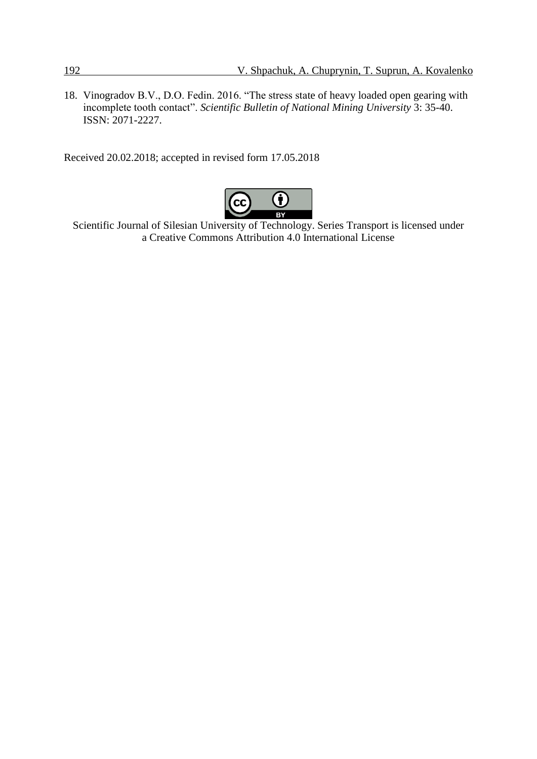18. Vinogradov B.V., D.O. Fedin. 2016. "The stress state of heavy loaded open gearing with incomplete tooth contact". *Scientific Bulletin of National Mining University* 3: 35-40. ISSN: 2071-2227.

Received 20.02.2018; accepted in revised form 17.05.2018

Scientific Journal of Silesian University of Technology. Series Transport is licensed under a Creative Commons Attribution 4.0 International License